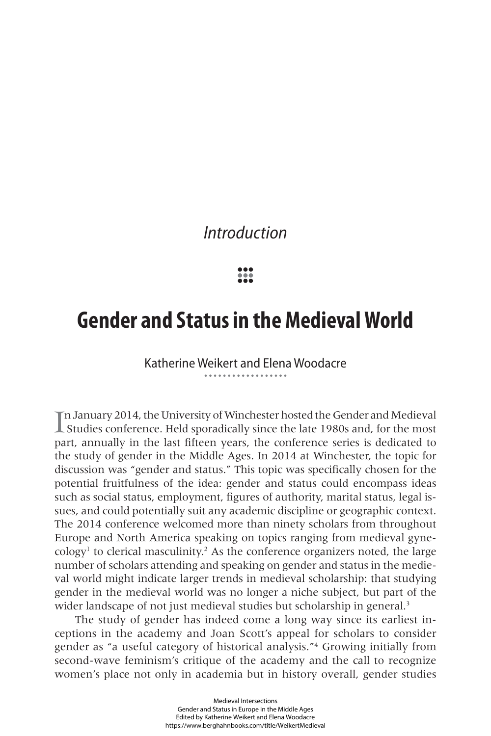*Introduction*

# Gender and Status in the Medieval World

Katherine Weikert and Elena Woodacre

In January 2014, the University of Winchester hosted the Gender and Medieval Studies conference. Held sporadically since the late 1980s and, for the most part, annually in the last fifteen years, the conference series is dedicated to the study of gender in the Middle Ages. In 2014 at Winchester, the topic for discussion was "gender and status." This topic was specifically chosen for the potential fruitfulness of the idea: gender and status could encompass ideas such as social status, employment, figures of authority, marital status, legal issues, and could potentially suit any academic discipline or geographic context. The 2014 conference welcomed more than ninety scholars from throughout Europe and North America speaking on topics ranging from medieval gynecology[1] to clerical masculinity.[2] As the conference organizers noted, the large number of scholars attending and speaking on gender and status in the medieval world might indicate larger trends in medieval scholarship: that studying gender in the medieval world was no longer a niche subject, but part of the wider landscape of not just medieval studies but scholarship in general.[3]

The study of gender has indeed come a long way since its earliest inceptions in the academy and Joan Scott's appeal for scholars to consider gender as "a useful category of historical analysis."[4] Growing initially from second-wave feminism's critique of the academy and the call to recognize women's place not only in academia but in history overall, gender studies

Medieval Intersections
Gender and Status in Europe in the Middle Ages
Edited by Katherine Weikert and Elena Woodacre
https://www.berghahnbooks.com/title/WeikertMedieval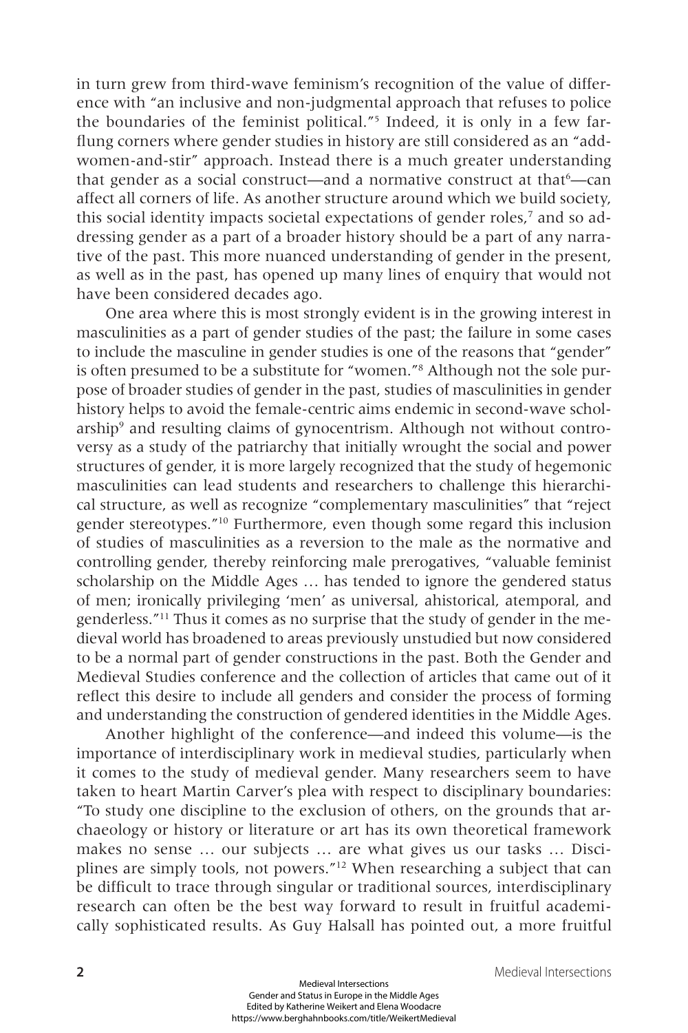in turn grew from third-wave feminism's recognition of the value of difference with "an inclusive and non-judgmental approach that refuses to police the boundaries of the feminist political."[5] Indeed, it is only in a few far-flung corners where gender studies in history are still considered as an "add-women-and-stir" approach. Instead there is a much greater understanding that gender as a social construct—and a normative construct at that[6]—can affect all corners of life. As another structure around which we build society, this social identity impacts societal expectations of gender roles,[7] and so addressing gender as a part of a broader history should be a part of any narrative of the past. This more nuanced understanding of gender in the present, as well as in the past, has opened up many lines of enquiry that would not have been considered decades ago.

One area where this is most strongly evident is in the growing interest in masculinities as a part of gender studies of the past; the failure in some cases to include the masculine in gender studies is one of the reasons that "gender" is often presumed to be a substitute for "women."[8] Although not the sole purpose of broader studies of gender in the past, studies of masculinities in gender history helps to avoid the female-centric aims endemic in second-wave scholarship[9] and resulting claims of gynocentrism. Although not without controversy as a study of the patriarchy that initially wrought the social and power structures of gender, it is more largely recognized that the study of hegemonic masculinities can lead students and researchers to challenge this hierarchical structure, as well as recognize "complementary masculinities" that "reject gender stereotypes."[10] Furthermore, even though some regard this inclusion of studies of masculinities as a reversion to the male as the normative and controlling gender, thereby reinforcing male prerogatives, "valuable feminist scholarship on the Middle Ages … has tended to ignore the gendered status of men; ironically privileging 'men' as universal, ahistorical, atemporal, and genderless."[11] Thus it comes as no surprise that the study of gender in the medieval world has broadened to areas previously unstudied but now considered to be a normal part of gender constructions in the past. Both the Gender and Medieval Studies conference and the collection of articles that came out of it reflect this desire to include all genders and consider the process of forming and understanding the construction of gendered identities in the Middle Ages.

Another highlight of the conference—and indeed this volume—is the importance of interdisciplinary work in medieval studies, particularly when it comes to the study of medieval gender. Many researchers seem to have taken to heart Martin Carver's plea with respect to disciplinary boundaries: "To study one discipline to the exclusion of others, on the grounds that archaeology or history or literature or art has its own theoretical framework makes no sense … our subjects … are what gives us our tasks … Disciplines are simply tools, not powers."[12] When researching a subject that can be difficult to trace through singular or traditional sources, interdisciplinary research can often be the best way forward to result in fruitful academically sophisticated results. As Guy Halsall has pointed out, a more fruitful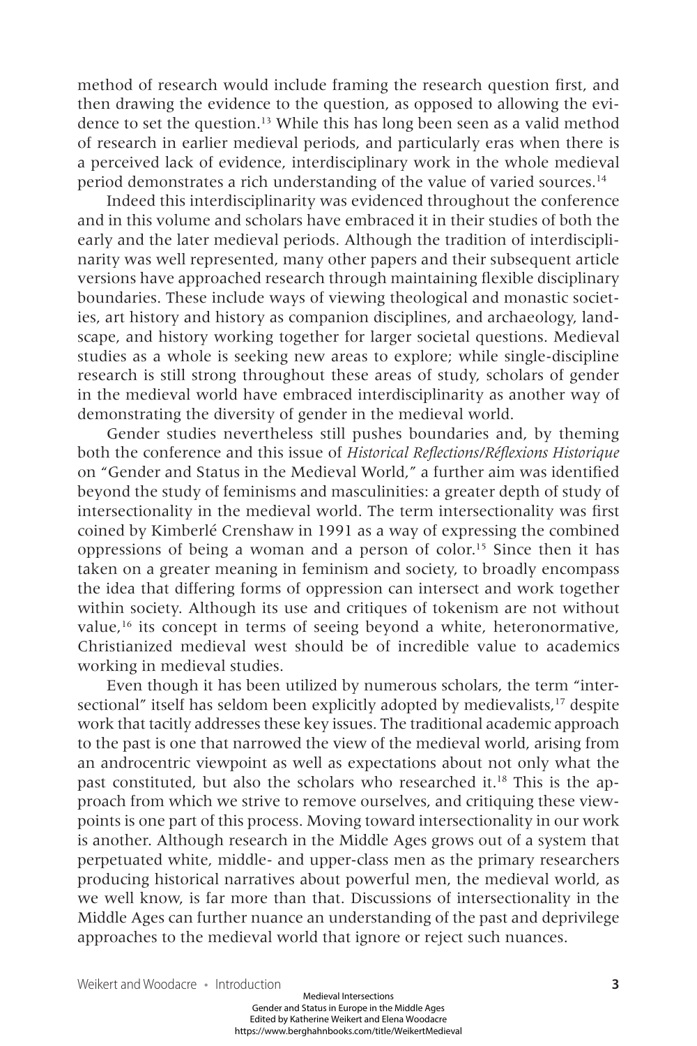method of research would include framing the research question first, and then drawing the evidence to the question, as opposed to allowing the evidence to set the question.[13] While this has long been seen as a valid method of research in earlier medieval periods, and particularly eras when there is a perceived lack of evidence, interdisciplinary work in the whole medieval period demonstrates a rich understanding of the value of varied sources.[14]

Indeed this interdisciplinarity was evidenced throughout the conference and in this volume and scholars have embraced it in their studies of both the early and the later medieval periods. Although the tradition of interdisciplinarity was well represented, many other papers and their subsequent article versions have approached research through maintaining flexible disciplinary boundaries. These include ways of viewing theological and monastic societies, art history and history as companion disciplines, and archaeology, landscape, and history working together for larger societal questions. Medieval studies as a whole is seeking new areas to explore; while single-discipline research is still strong throughout these areas of study, scholars of gender in the medieval world have embraced interdisciplinarity as another way of demonstrating the diversity of gender in the medieval world.

Gender studies nevertheless still pushes boundaries and, by theming both the conference and this issue of *Historical Reflections/Réflexions Historique* on "Gender and Status in the Medieval World," a further aim was identified beyond the study of feminisms and masculinities: a greater depth of study of intersectionality in the medieval world. The term intersectionality was first coined by Kimberlé Crenshaw in 1991 as a way of expressing the combined oppressions of being a woman and a person of color.[15] Since then it has taken on a greater meaning in feminism and society, to broadly encompass the idea that differing forms of oppression can intersect and work together within society. Although its use and critiques of tokenism are not without value,[16] its concept in terms of seeing beyond a white, heteronormative, Christianized medieval west should be of incredible value to academics working in medieval studies.

Even though it has been utilized by numerous scholars, the term "intersectional" itself has seldom been explicitly adopted by medievalists,[17] despite work that tacitly addresses these key issues. The traditional academic approach to the past is one that narrowed the view of the medieval world, arising from an androcentric viewpoint as well as expectations about not only what the past constituted, but also the scholars who researched it.[18] This is the approach from which we strive to remove ourselves, and critiquing these viewpoints is one part of this process. Moving toward intersectionality in our work is another. Although research in the Middle Ages grows out of a system that perpetuated white, middle- and upper-class men as the primary researchers producing historical narratives about powerful men, the medieval world, as we well know, is far more than that. Discussions of intersectionality in the Middle Ages can further nuance an understanding of the past and deprivilege approaches to the medieval world that ignore or reject such nuances.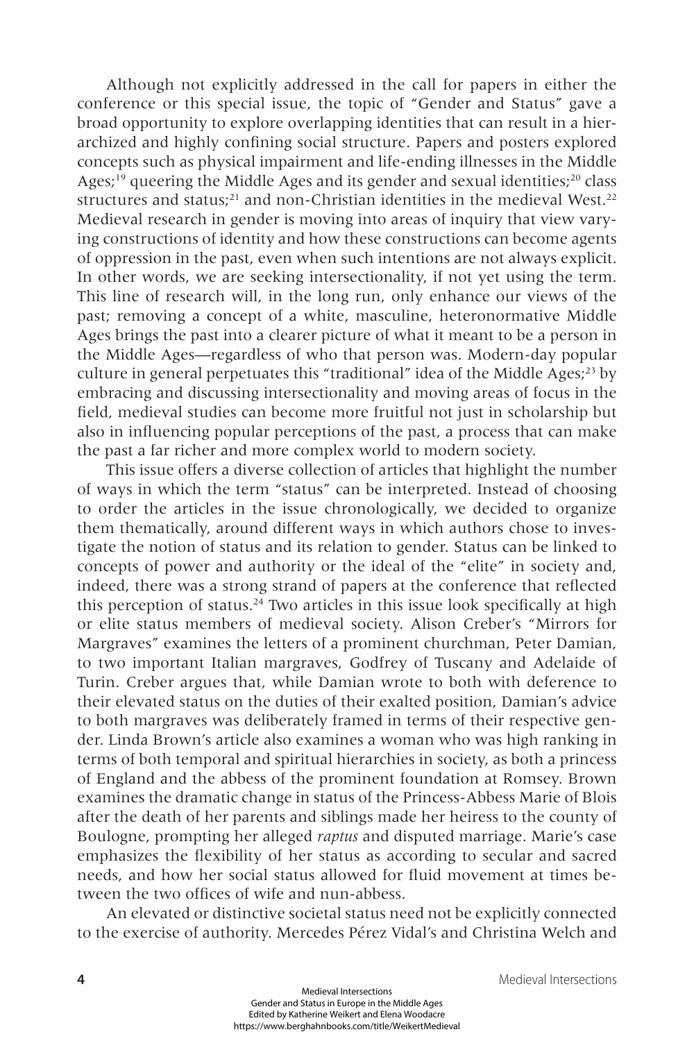Although not explicitly addressed in the call for papers in either the conference or this special issue, the topic of "Gender and Status" gave a broad opportunity to explore overlapping identities that can result in a hierarchized and highly confining social structure. Papers and posters explored concepts such as physical impairment and life-ending illnesses in the Middle Ages;[19] queering the Middle Ages and its gender and sexual identities;[20] class structures and status;[21] and non-Christian identities in the medieval West.[22] Medieval research in gender is moving into areas of inquiry that view varying constructions of identity and how these constructions can become agents of oppression in the past, even when such intentions are not always explicit. In other words, we are seeking intersectionality, if not yet using the term. This line of research will, in the long run, only enhance our views of the past; removing a concept of a white, masculine, heteronormative Middle Ages brings the past into a clearer picture of what it meant to be a person in the Middle Ages—regardless of who that person was. Modern-day popular culture in general perpetuates this "traditional" idea of the Middle Ages;[23] by embracing and discussing intersectionality and moving areas of focus in the field, medieval studies can become more fruitful not just in scholarship but also in influencing popular perceptions of the past, a process that can make the past a far richer and more complex world to modern society.

This issue offers a diverse collection of articles that highlight the number of ways in which the term "status" can be interpreted. Instead of choosing to order the articles in the issue chronologically, we decided to organize them thematically, around different ways in which authors chose to investigate the notion of status and its relation to gender. Status can be linked to concepts of power and authority or the ideal of the "elite" in society and, indeed, there was a strong strand of papers at the conference that reflected this perception of status.[24] Two articles in this issue look specifically at high or elite status members of medieval society. Alison Creber's "Mirrors for Margraves" examines the letters of a prominent churchman, Peter Damian, to two important Italian margraves, Godfrey of Tuscany and Adelaide of Turin. Creber argues that, while Damian wrote to both with deference to their elevated status on the duties of their exalted position, Damian's advice to both margraves was deliberately framed in terms of their respective gender. Linda Brown's article also examines a woman who was high ranking in terms of both temporal and spiritual hierarchies in society, as both a princess of England and the abbess of the prominent foundation at Romsey. Brown examines the dramatic change in status of the Princess-Abbess Marie of Blois after the death of her parents and siblings made her heiress to the county of Boulogne, prompting her alleged *raptus* and disputed marriage. Marie's case emphasizes the flexibility of her status as according to secular and sacred needs, and how her social status allowed for fluid movement at times between the two offices of wife and nun-abbess.

An elevated or distinctive societal status need not be explicitly connected to the exercise of authority. Mercedes Pérez Vidal's and Christina Welch and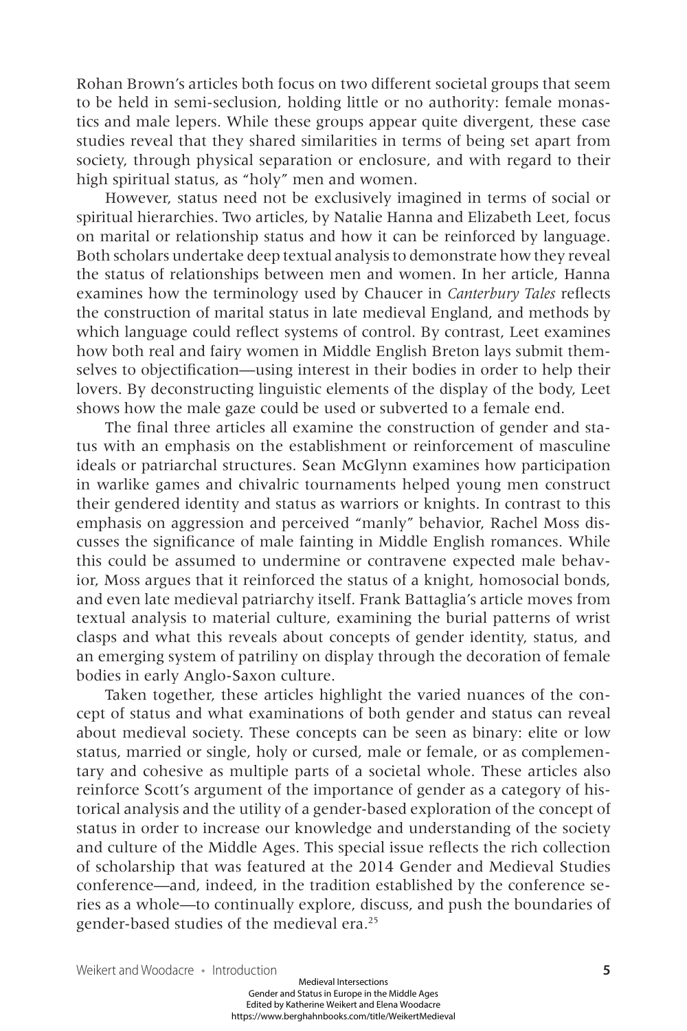Rohan Brown's articles both focus on two different societal groups that seem to be held in semi-seclusion, holding little or no authority: female monastics and male lepers. While these groups appear quite divergent, these case studies reveal that they shared similarities in terms of being set apart from society, through physical separation or enclosure, and with regard to their high spiritual status, as "holy" men and women.

However, status need not be exclusively imagined in terms of social or spiritual hierarchies. Two articles, by Natalie Hanna and Elizabeth Leet, focus on marital or relationship status and how it can be reinforced by language. Both scholars undertake deep textual analysis to demonstrate how they reveal the status of relationships between men and women. In her article, Hanna examines how the terminology used by Chaucer in *Canterbury Tales* reflects the construction of marital status in late medieval England, and methods by which language could reflect systems of control. By contrast, Leet examines how both real and fairy women in Middle English Breton lays submit themselves to objectification—using interest in their bodies in order to help their lovers. By deconstructing linguistic elements of the display of the body, Leet shows how the male gaze could be used or subverted to a female end.

The final three articles all examine the construction of gender and status with an emphasis on the establishment or reinforcement of masculine ideals or patriarchal structures. Sean McGlynn examines how participation in warlike games and chivalric tournaments helped young men construct their gendered identity and status as warriors or knights. In contrast to this emphasis on aggression and perceived "manly" behavior, Rachel Moss discusses the significance of male fainting in Middle English romances. While this could be assumed to undermine or contravene expected male behavior, Moss argues that it reinforced the status of a knight, homosocial bonds, and even late medieval patriarchy itself. Frank Battaglia's article moves from textual analysis to material culture, examining the burial patterns of wrist clasps and what this reveals about concepts of gender identity, status, and an emerging system of patriliny on display through the decoration of female bodies in early Anglo-Saxon culture.

Taken together, these articles highlight the varied nuances of the concept of status and what examinations of both gender and status can reveal about medieval society. These concepts can be seen as binary: elite or low status, married or single, holy or cursed, male or female, or as complementary and cohesive as multiple parts of a societal whole. These articles also reinforce Scott's argument of the importance of gender as a category of historical analysis and the utility of a gender-based exploration of the concept of status in order to increase our knowledge and understanding of the society and culture of the Middle Ages. This special issue reflects the rich collection of scholarship that was featured at the 2014 Gender and Medieval Studies conference—and, indeed, in the tradition established by the conference series as a whole—to continually explore, discuss, and push the boundaries of gender-based studies of the medieval era.[25]

Medieval Intersections
Gender and Status in Europe in the Middle Ages
Edited by Katherine Weikert and Elena Woodacre
https://www.berghahnbooks.com/title/WeikertMedieval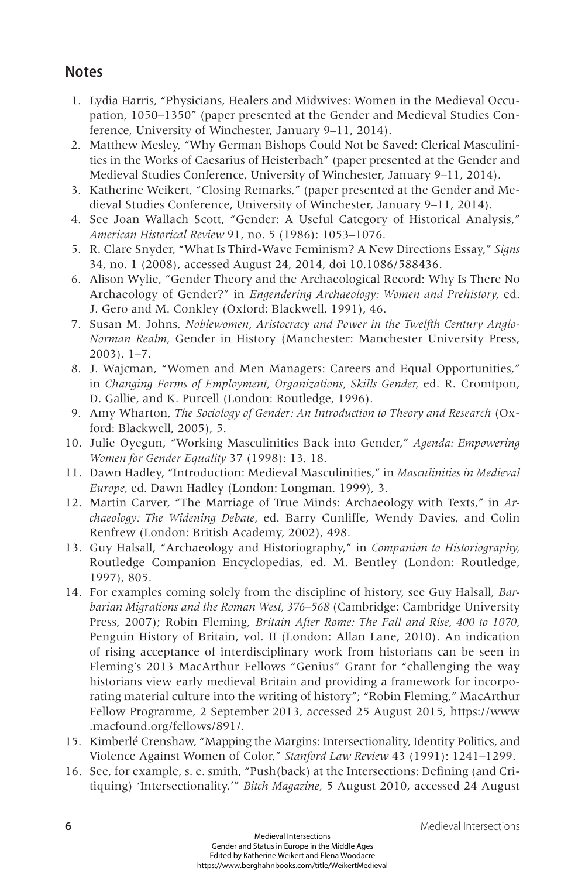## Notes

1. Lydia Harris, "Physicians, Healers and Midwives: Women in the Medieval Occupation, 1050–1350" (paper presented at the Gender and Medieval Studies Conference, University of Winchester, January 9–11, 2014).
2. Matthew Mesley, "Why German Bishops Could Not be Saved: Clerical Masculinities in the Works of Caesarius of Heisterbach" (paper presented at the Gender and Medieval Studies Conference, University of Winchester, January 9–11, 2014).
3. Katherine Weikert, "Closing Remarks," (paper presented at the Gender and Medieval Studies Conference, University of Winchester, January 9–11, 2014).
4. See Joan Wallach Scott, "Gender: A Useful Category of Historical Analysis," *American Historical Review* 91, no. 5 (1986): 1053–1076.
5. R. Clare Snyder, "What Is Third-Wave Feminism? A New Directions Essay," *Signs* 34, no. 1 (2008), accessed August 24, 2014, doi 10.1086/588436.
6. Alison Wylie, "Gender Theory and the Archaeological Record: Why Is There No Archaeology of Gender?" in *Engendering Archaeology: Women and Prehistory,* ed. J. Gero and M. Conkley (Oxford: Blackwell, 1991), 46.
7. Susan M. Johns, *Noblewomen, Aristocracy and Power in the Twelfth Century Anglo-Norman Realm,* Gender in History (Manchester: Manchester University Press, 2003), 1–7.
8. J. Wajcman, "Women and Men Managers: Careers and Equal Opportunities," in *Changing Forms of Employment, Organizations, Skills Gender,* ed. R. Cromtpon, D. Gallie, and K. Purcell (London: Routledge, 1996).
9. Amy Wharton, *The Sociology of Gender: An Introduction to Theory and Research* (Oxford: Blackwell, 2005), 5.
10. Julie Oyegun, "Working Masculinities Back into Gender," *Agenda: Empowering Women for Gender Equality* 37 (1998): 13, 18.
11. Dawn Hadley, "Introduction: Medieval Masculinities," in *Masculinities in Medieval Europe,* ed. Dawn Hadley (London: Longman, 1999), 3.
12. Martin Carver, "The Marriage of True Minds: Archaeology with Texts," in *Archaeology: The Widening Debate,* ed. Barry Cunliffe, Wendy Davies, and Colin Renfrew (London: British Academy, 2002), 498.
13. Guy Halsall, "Archaeology and Historiography," in *Companion to Historiography,* Routledge Companion Encyclopedias, ed. M. Bentley (London: Routledge, 1997), 805.
14. For examples coming solely from the discipline of history, see Guy Halsall, *Barbarian Migrations and the Roman West, 376–568* (Cambridge: Cambridge University Press, 2007); Robin Fleming, *Britain After Rome: The Fall and Rise, 400 to 1070,* Penguin History of Britain, vol. II (London: Allan Lane, 2010). An indication of rising acceptance of interdisciplinary work from historians can be seen in Fleming's 2013 MacArthur Fellows "Genius" Grant for "challenging the way historians view early medieval Britain and providing a framework for incorporating material culture into the writing of history"; "Robin Fleming," MacArthur Fellow Programme, 2 September 2013, accessed 25 August 2015, https://www.macfound.org/fellows/891/.
15. Kimberlé Crenshaw, "Mapping the Margins: Intersectionality, Identity Politics, and Violence Against Women of Color," *Stanford Law Review* 43 (1991): 1241–1299.
16. See, for example, s. e. smith, "Push(back) at the Intersections: Defining (and Critiquing) 'Intersectionality,'" *Bitch Magazine,* 5 August 2010, accessed 24 August

Medieval Intersections
Gender and Status in Europe in the Middle Ages
Edited by Katherine Weikert and Elena Woodacre
https://www.berghahnbooks.com/title/WeikertMedieval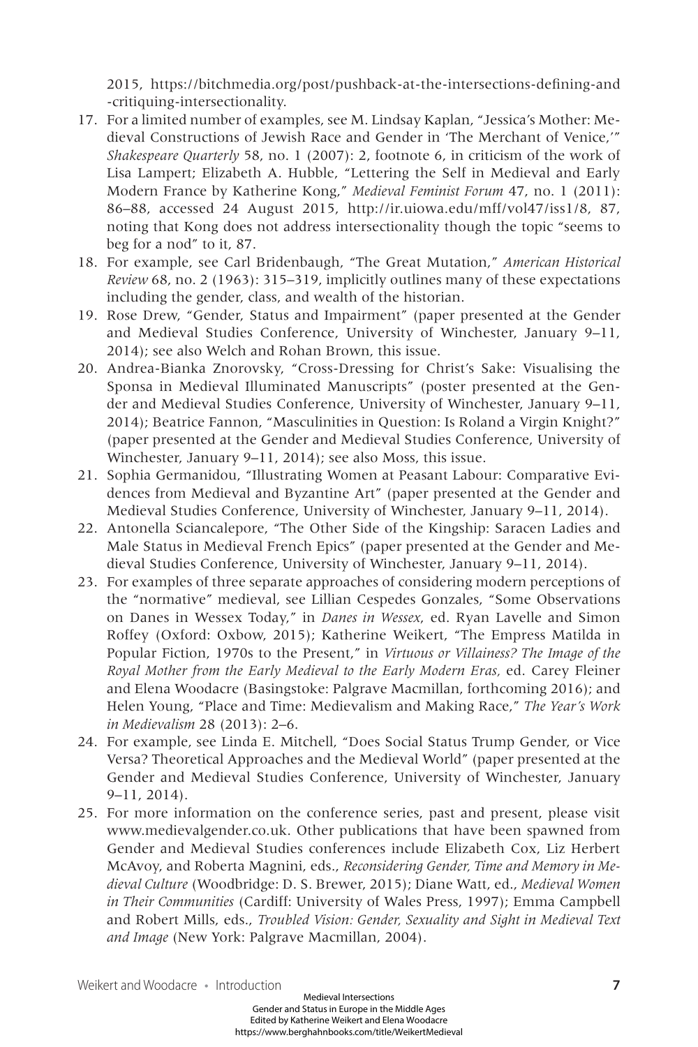2015, https://bitchmedia.org/post/pushback-at-the-intersections-defining-and-critiquing-intersectionality.

17. For a limited number of examples, see M. Lindsay Kaplan, "Jessica's Mother: Medieval Constructions of Jewish Race and Gender in 'The Merchant of Venice,'" *Shakespeare Quarterly* 58, no. 1 (2007): 2, footnote 6, in criticism of the work of Lisa Lampert; Elizabeth A. Hubble, "Lettering the Self in Medieval and Early Modern France by Katherine Kong," *Medieval Feminist Forum* 47, no. 1 (2011): 86–88, accessed 24 August 2015, http://ir.uiowa.edu/mff/vol47/iss1/8, 87, noting that Kong does not address intersectionality though the topic "seems to beg for a nod" to it, 87.
18. For example, see Carl Bridenbaugh, "The Great Mutation," *American Historical Review* 68, no. 2 (1963): 315–319, implicitly outlines many of these expectations including the gender, class, and wealth of the historian.
19. Rose Drew, "Gender, Status and Impairment" (paper presented at the Gender and Medieval Studies Conference, University of Winchester, January 9–11, 2014); see also Welch and Rohan Brown, this issue.
20. Andrea-Bianka Znorovsky, "Cross-Dressing for Christ's Sake: Visualising the Sponsa in Medieval Illuminated Manuscripts" (poster presented at the Gender and Medieval Studies Conference, University of Winchester, January 9–11, 2014); Beatrice Fannon, "Masculinities in Question: Is Roland a Virgin Knight?" (paper presented at the Gender and Medieval Studies Conference, University of Winchester, January 9–11, 2014); see also Moss, this issue.
21. Sophia Germanidou, "Illustrating Women at Peasant Labour: Comparative Evidences from Medieval and Byzantine Art" (paper presented at the Gender and Medieval Studies Conference, University of Winchester, January 9–11, 2014).
22. Antonella Sciancalepore, "The Other Side of the Kingship: Saracen Ladies and Male Status in Medieval French Epics" (paper presented at the Gender and Medieval Studies Conference, University of Winchester, January 9–11, 2014).
23. For examples of three separate approaches of considering modern perceptions of the "normative" medieval, see Lillian Cespedes Gonzales, "Some Observations on Danes in Wessex Today," in *Danes in Wessex*, ed. Ryan Lavelle and Simon Roffey (Oxford: Oxbow, 2015); Katherine Weikert, "The Empress Matilda in Popular Fiction, 1970s to the Present," in *Virtuous or Villainess? The Image of the Royal Mother from the Early Medieval to the Early Modern Eras,* ed. Carey Fleiner and Elena Woodacre (Basingstoke: Palgrave Macmillan, forthcoming 2016); and Helen Young, "Place and Time: Medievalism and Making Race," *The Year's Work in Medievalism* 28 (2013): 2–6.
24. For example, see Linda E. Mitchell, "Does Social Status Trump Gender, or Vice Versa? Theoretical Approaches and the Medieval World" (paper presented at the Gender and Medieval Studies Conference, University of Winchester, January 9–11, 2014).
25. For more information on the conference series, past and present, please visit www.medievalgender.co.uk. Other publications that have been spawned from Gender and Medieval Studies conferences include Elizabeth Cox, Liz Herbert McAvoy, and Roberta Magnini, eds., *Reconsidering Gender, Time and Memory in Medieval Culture* (Woodbridge: D. S. Brewer, 2015); Diane Watt, ed., *Medieval Women in Their Communities* (Cardiff: University of Wales Press, 1997); Emma Campbell and Robert Mills, eds., *Troubled Vision: Gender, Sexuality and Sight in Medieval Text and Image* (New York: Palgrave Macmillan, 2004).